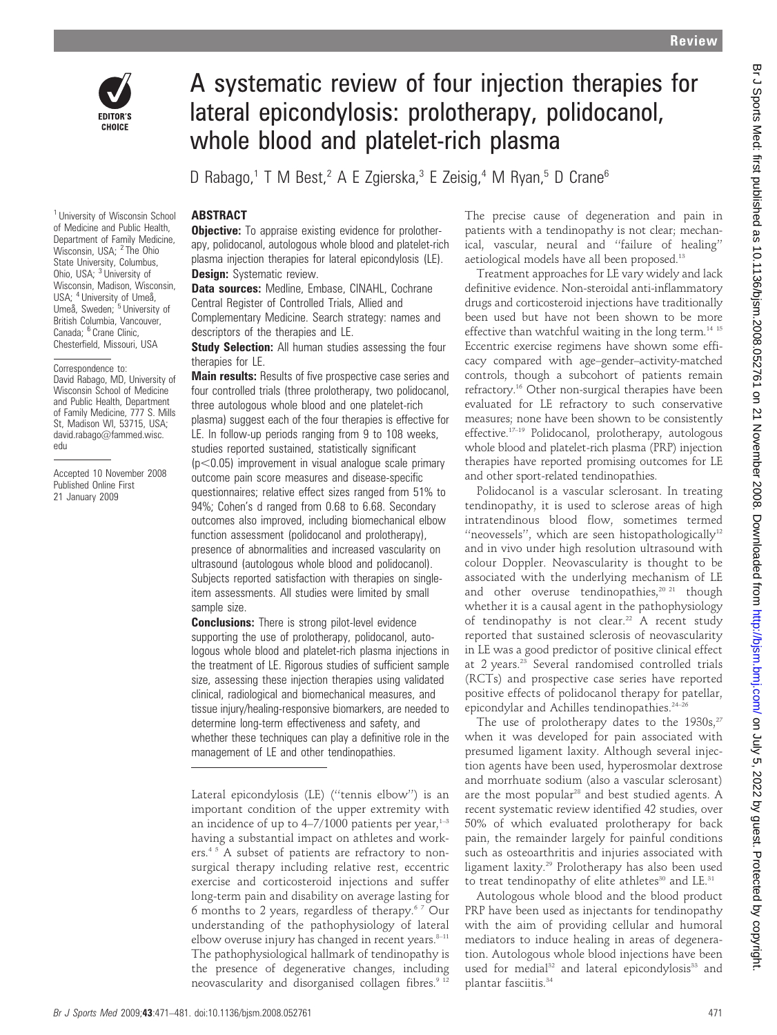# A systematic review of four injection therapies for lateral epicondylosis: prolotherapy, polidocanol, whole blood and platelet-rich plasma

D Rabago,[1] T M Best,[2] A E Zgierska,[3] E Zeisig,[4] M Ryan,[5] D Crane[6]

[1] University of Wisconsin School of Medicine and Public Health, Department of Family Medicine, Wisconsin, USA; [2] The Ohio State University, Columbus, Ohio, USA; [3] University of Wisconsin, Madison, Wisconsin, USA; [4] University of Umeå, Umeå, Sweden; [5] University of British Columbia, Vancouver, Canada; [6] Crane Clinic, Chesterfield, Missouri, USA

Correspondence to: David Rabago, MD, University of Wisconsin School of Medicine and Public Health, Department of Family Medicine, 777 S. Mills St, Madison WI, 53715, USA; david.rabago@fammed.wisc.edu

Accepted 10 November 2008
Published Online First 21 January 2009

## ABSTRACT

**Objective:** To appraise existing evidence for prolotherapy, polidocanol, autologous whole blood and platelet-rich plasma injection therapies for lateral epicondylosis (LE).

**Design:** Systematic review.

**Data sources:** Medline, Embase, CINAHL, Cochrane Central Register of Controlled Trials, Allied and Complementary Medicine. Search strategy: names and descriptors of the therapies and LE.

**Study Selection:** All human studies assessing the four therapies for LE.

**Main results:** Results of five prospective case series and four controlled trials (three prolotherapy, two polidocanol, three autologous whole blood and one platelet-rich plasma) suggest each of the four therapies is effective for LE. In follow-up periods ranging from 9 to 108 weeks, studies reported sustained, statistically significant ($p<0.05$) improvement in visual analogue scale primary outcome pain score measures and disease-specific questionnaires; relative effect sizes ranged from 51% to 94%; Cohen's d ranged from 0.68 to 6.68. Secondary outcomes also improved, including biomechanical elbow function assessment (polidocanol and prolotherapy), presence of abnormalities and increased vascularity on ultrasound (autologous whole blood and polidocanol). Subjects reported satisfaction with therapies on single-item assessments. All studies were limited by small sample size.

**Conclusions:** There is strong pilot-level evidence supporting the use of prolotherapy, polidocanol, autologous whole blood and platelet-rich plasma injections in the treatment of LE. Rigorous studies of sufficient sample size, assessing these injection therapies using validated clinical, radiological and biomechanical measures, and tissue injury/healing-responsive biomarkers, are needed to determine long-term effectiveness and safety, and whether these techniques can play a definitive role in the management of LE and other tendinopathies.

Lateral epicondylosis (LE) ("tennis elbow") is an important condition of the upper extremity with an incidence of up to 4–7/1000 patients per year,[1–3] having a substantial impact on athletes and workers.[4 5] A subset of patients are refractory to non-surgical therapy including relative rest, eccentric exercise and corticosteroid injections and suffer long-term pain and disability on average lasting for 6 months to 2 years, regardless of therapy.[6 7] Our understanding of the pathophysiology of lateral elbow overuse injury has changed in recent years.[8–11] The pathophysiological hallmark of tendinopathy is the presence of degenerative changes, including neovascularity and disorganised collagen fibres.[9 12] The precise cause of degeneration and pain in patients with a tendinopathy is not clear; mechanical, vascular, neural and "failure of healing" aetiological models have all been proposed.[13]

Treatment approaches for LE vary widely and lack definitive evidence. Non-steroidal anti-inflammatory drugs and corticosteroid injections have traditionally been used but have not been shown to be more effective than watchful waiting in the long term.[14 15] Eccentric exercise regimens have shown some efficacy compared with age–gender–activity-matched controls, though a subcohort of patients remain refractory.[16] Other non-surgical therapies have been evaluated for LE refractory to such conservative measures; none have been shown to be consistently effective.[17–19] Polidocanol, prolotherapy, autologous whole blood and platelet-rich plasma (PRP) injection therapies have reported promising outcomes for LE and other sport-related tendinopathies.

Polidocanol is a vascular sclerosant. In treating tendinopathy, it is used to sclerose areas of high intratendinous blood flow, sometimes termed "neovessels", which are seen histopathologically[12] and in vivo under high resolution ultrasound with colour Doppler. Neovascularity is thought to be associated with the underlying mechanism of LE and other overuse tendinopathies,[20 21] though whether it is a causal agent in the pathophysiology of tendinopathy is not clear.[22] A recent study reported that sustained sclerosis of neovascularity in LE was a good predictor of positive clinical effect at 2 years.[23] Several randomised controlled trials (RCTs) and prospective case series have reported positive effects of polidocanol therapy for patellar, epicondylar and Achilles tendinopathies.[24–26]

The use of prolotherapy dates to the 1930s,[27] when it was developed for pain associated with presumed ligament laxity. Although several injection agents have been used, hyperosmolar dextrose and morrhuate sodium (also a vascular sclerosant) are the most popular[28] and best studied agents. A recent systematic review identified 42 studies, over 50% of which evaluated prolotherapy for back pain, the remainder largely for painful conditions such as osteoarthritis and injuries associated with ligament laxity.[29] Prolotherapy has also been used to treat tendinopathy of elite athletes[30] and LE.[31]

Autologous whole blood and the blood product PRP have been used as injectants for tendinopathy with the aim of providing cellular and humoral mediators to induce healing in areas of degeneration. Autologous whole blood injections have been used for medial[32] and lateral epicondylosis[33] and plantar fasciitis.[34]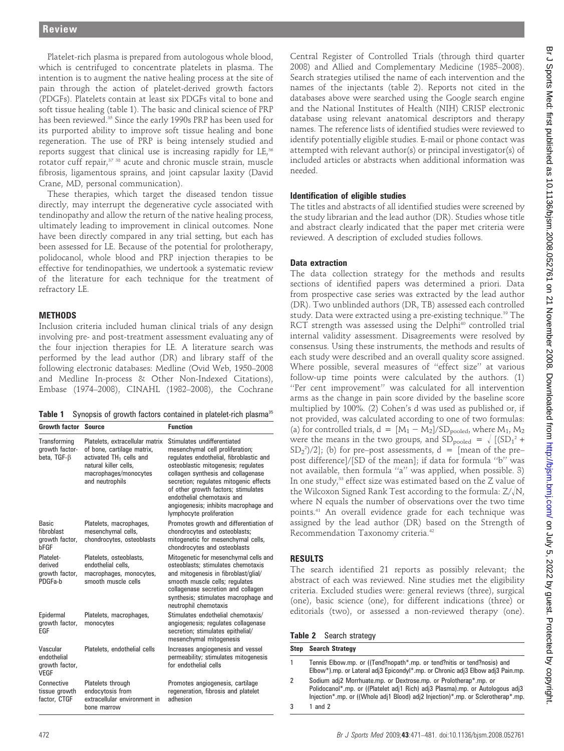Platelet-rich plasma is prepared from autologous whole blood, which is centrifuged to concentrate platelets in plasma. The intention is to augment the native healing process at the site of pain through the action of platelet-derived growth factors (PDGFs). Platelets contain at least six PDGFs vital to bone and soft tissue healing (table 1). The basic and clinical science of PRP has been reviewed.[35] Since the early 1990s PRP has been used for its purported ability to improve soft tissue healing and bone regeneration. The use of PRP is being intensely studied and reports suggest that clinical use is increasing rapidly for LE,[36] rotator cuff repair,[37 38] acute and chronic muscle strain, muscle fibrosis, ligamentous sprains, and joint capsular laxity (David Crane, MD, personal communication).

These therapies, which target the diseased tendon tissue directly, may interrupt the degenerative cycle associated with tendinopathy and allow the return of the native healing process, ultimately leading to improvement in clinical outcomes. None have been directly compared in any trial setting, but each has been assessed for LE. Because of the potential for prolotherapy, polidocanol, whole blood and PRP injection therapies to be effective for tendinopathies, we undertook a systematic review of the literature for each technique for the treatment of refractory LE.

## METHODS

Inclusion criteria included human clinical trials of any design involving pre- and post-treatment assessment evaluating any of the four injection therapies for LE. A literature search was performed by the lead author (DR) and library staff of the following electronic databases: Medline (Ovid Web, 1950–2008 and Medline In-process & Other Non-Indexed Citations), Embase (1974–2008), CINAHL (1982–2008), the Cochrane Central Register of Controlled Trials (through third quarter 2008) and Allied and Complementary Medicine (1985–2008). Search strategies utilised the name of each intervention and the names of the injectants (table 2). Reports not cited in the databases above were searched using the Google search engine and the National Institutes of Health (NIH) CRISP electronic database using relevant anatomical descriptors and therapy names. The reference lists of identified studies were reviewed to identify potentially eligible studies. E-mail or phone contact was attempted with relevant author(s) or principal investigator(s) of included articles or abstracts when additional information was needed.

**Table 1** Synopsis of growth factors contained in platelet-rich plasma[35]

| Growth factor | Source | Function |
|---|---|---|
| Transforming growth factor-beta, TGF-β | Platelets, extracellular matrix of bone, cartilage matrix, activated $TH_1$ cells and natural killer cells, macrophages/monocytes and neutrophils | Stimulates undifferentiated mesenchymal cell proliferation; regulates endothelial, fibroblastic and osteoblastic mitogenesis; regulates collagen synthesis and collagenase secretion; regulates mitogenic effects of other growth factors; stimulates endothelial chemotaxis and angiogenesis; inhibits macrophage and lymphocyte proliferation |
| Basic fibroblast growth factor, bFGF | Platelets, macrophages, mesenchymal cells, chondrocytes, osteoblasts | Promotes growth and differentiation of chondrocytes and osteoblasts; mitogenetic for mesenchymal cells, chondrocytes and osteoblasts |
| Platelet-derived growth factor, PDGFa-b | Platelets, osteoblasts, endothelial cells, macrophages, monocytes, smooth muscle cells | Mitogenetic for mesenchymal cells and osteoblasts; stimulates chemotaxis and mitogenesis in fibroblast/glial/smooth muscle cells; regulates collagenase secretion and collagen synthesis; stimulates macrophage and neutrophil chemotaxis |
| Epidermal growth factor, EGF | Platelets, macrophages, monocytes | Stimulates endothelial chemotaxis/angiogenesis; regulates collagenase secretion; stimulates epithelial/mesenchymal mitogenesis |
| Vascular endothelial growth factor, VEGF | Platelets, endothelial cells | Increases angiogenesis and vessel permeability; stimulates mitogenesis for endothelial cells |
| Connective tissue growth factor, CTGF | Platelets through endocytosis from extracellular environment in bone marrow | Promotes angiogenesis, cartilage regeneration, fibrosis and platelet adhesion |

### Identification of eligible studies

The titles and abstracts of all identified studies were screened by the study librarian and the lead author (DR). Studies whose title and abstract clearly indicated that the paper met criteria were reviewed. A description of excluded studies follows.

### Data extraction

The data collection strategy for the methods and results sections of identified papers was determined a priori. Data from prospective case series was extracted by the lead author (DR). Two unblinded authors (DR, TB) assessed each controlled study. Data were extracted using a pre-existing technique.[39] The RCT strength was assessed using the Delphi[40] controlled trial internal validity assessment. Disagreements were resolved by consensus. Using these instruments, the methods and results of each study were described and an overall quality score assigned. Where possible, several measures of "effect size" at various follow-up time points were calculated by the authors. (1) "Per cent improvement" was calculated for all intervention arms as the change in pain score divided by the baseline score multiplied by 100%. (2) Cohen's d was used as published or, if not provided, was calculated according to one of two formulas: (a) for controlled trials, $d = [M_1 - M_2]/SD_{pooled}$, where $M_1$, $M_2$ were the means in the two groups, and $SD_{pooled} = \sqrt{[(SD_1^2 + SD_2^2)/2]}$; (b) for pre–post assessments, d = [mean of the pre–post difference]/[SD of the mean]; if data for formula "b" was not available, then formula "a" was applied, when possible. 3) In one study,[33] effect size was estimated based on the Z value of the Wilcoxon Signed Rank Test according to the formula: $Z/\sqrt{N}$, where N equals the number of observations over the two time points.[41] An overall evidence grade for each technique was assigned by the lead author (DR) based on the Strength of Recommendation Taxonomy criteria.[42]

## RESULTS

The search identified 21 reports as possibly relevant; the abstract of each was reviewed. Nine studies met the eligibility criteria. Excluded studies were: general reviews (three), surgical (one), basic science (one), for different indications (three) or editorials (two), or assessed a non-reviewed therapy (one).

**Table 2** Search strategy

| Step | Search Strategy |
|---|---|
| 1 | Tennis Elbow.mp. or ((Tend?nopath*.mp. or tend?nitis or tend?nosis) and Elbow*).mp. or Lateral adj3 Epicondyl*.mp. or Chronic adj3 Elbow adj3 Pain.mp. |
| 2 | Sodium adj2 Morrhuate.mp. or Dextrose.mp. or Prolotherap*.mp. or Polidocanol*.mp. or ((Platelet adj1 Rich) adj3 Plasma).mp. or Autologous adj3 Injection*.mp. or ((Whole adj1 Blood) adj2 Injection)*.mp. or Sclerotherap*.mp. |
| 3 | 1 and 2 |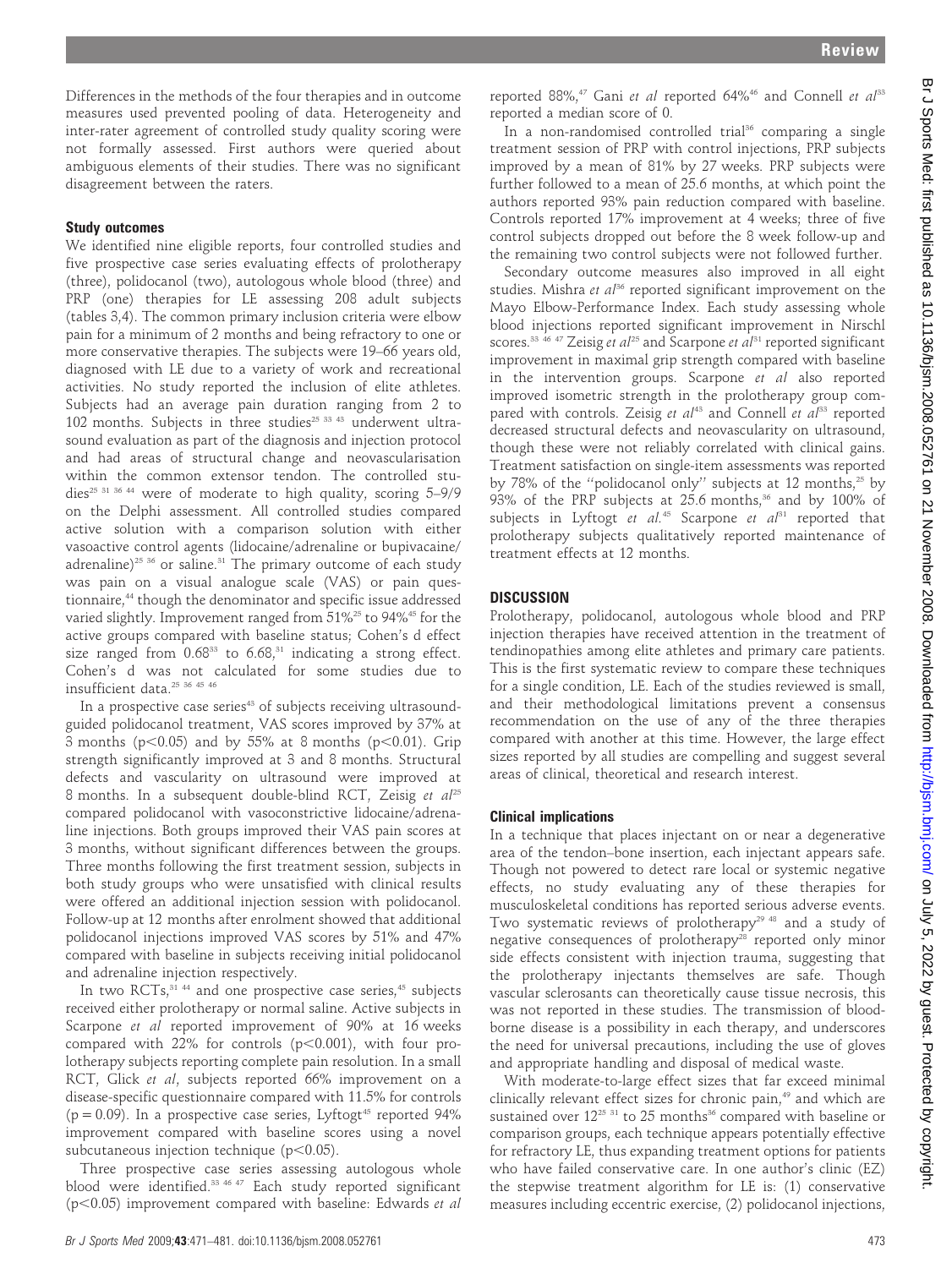Differences in the methods of the four therapies and in outcome measures used prevented pooling of data. Heterogeneity and inter-rater agreement of controlled study quality scoring were not formally assessed. First authors were queried about ambiguous elements of their studies. There was no significant disagreement between the raters.

### Study outcomes

We identified nine eligible reports, four controlled studies and five prospective case series evaluating effects of prolotherapy (three), polidocanol (two), autologous whole blood (three) and PRP (one) therapies for LE assessing 208 adult subjects (tables 3,4). The common primary inclusion criteria were elbow pain for a minimum of 2 months and being refractory to one or more conservative therapies. The subjects were 19–66 years old, diagnosed with LE due to a variety of work and recreational activities. No study reported the inclusion of elite athletes. Subjects had an average pain duration ranging from 2 to 102 months. Subjects in three studies[25 33 43] underwent ultrasound evaluation as part of the diagnosis and injection protocol and had areas of structural change and neovascularisation within the common extensor tendon. The controlled studies[25 31 36 44] were of moderate to high quality, scoring 5–9/9 on the Delphi assessment. All controlled studies compared active solution with a comparison solution with either vasoactive control agents (lidocaine/adrenaline or bupivacaine/adrenaline)[25 36] or saline.[31] The primary outcome of each study was pain on a visual analogue scale (VAS) or pain questionnaire,[44] though the denominator and specific issue addressed varied slightly. Improvement ranged from 51%[25] to 94%[45] for the active groups compared with baseline status; Cohen's d effect size ranged from 0.68[33] to 6.68,[31] indicating a strong effect. Cohen's d was not calculated for some studies due to insufficient data.[25 36 45 46]

In a prospective case series[43] of subjects receiving ultrasound-guided polidocanol treatment, VAS scores improved by 37% at 3 months ($p<0.05$) and by 55% at 8 months ($p<0.01$). Grip strength significantly improved at 3 and 8 months. Structural defects and vascularity on ultrasound were improved at 8 months. In a subsequent double-blind RCT, Zeisig *et al*[25] compared polidocanol with vasoconstrictive lidocaine/adrenaline injections. Both groups improved their VAS pain scores at 3 months, without significant differences between the groups. Three months following the first treatment session, subjects in both study groups who were unsatisfied with clinical results were offered an additional injection session with polidocanol. Follow-up at 12 months after enrolment showed that additional polidocanol injections improved VAS scores by 51% and 47% compared with baseline in subjects receiving initial polidocanol and adrenaline injection respectively.

In two RCTs,[31 44] and one prospective case series,[45] subjects received either prolotherapy or normal saline. Active subjects in Scarpone *et al* reported improvement of 90% at 16 weeks compared with 22% for controls ($p<0.001$), with four prolotherapy subjects reporting complete pain resolution. In a small RCT, Glick *et al*, subjects reported 66% improvement on a disease-specific questionnaire compared with 11.5% for controls ($p = 0.09$). In a prospective case series, Lyftogt[45] reported 94% improvement compared with baseline scores using a novel subcutaneous injection technique ($p<0.05$).

Three prospective case series assessing autologous whole blood were identified.[33 46 47] Each study reported significant ($p<0.05$) improvement compared with baseline: Edwards *et al* reported 88%,[47] Gani *et al* reported 64%[46] and Connell *et al*[33] reported a median score of 0.

In a non-randomised controlled trial[36] comparing a single treatment session of PRP with control injections, PRP subjects improved by a mean of 81% by 27 weeks. PRP subjects were further followed to a mean of 25.6 months, at which point the authors reported 93% pain reduction compared with baseline. Controls reported 17% improvement at 4 weeks; three of five control subjects dropped out before the 8 week follow-up and the remaining two control subjects were not followed further.

Secondary outcome measures also improved in all eight studies. Mishra *et al*[36] reported significant improvement on the Mayo Elbow-Performance Index. Each study assessing whole blood injections reported significant improvement in Nirschl scores.[33 46 47] Zeisig *et al*[25] and Scarpone *et al*[31] reported significant improvement in maximal grip strength compared with baseline in the intervention groups. Scarpone *et al* also reported improved isometric strength in the prolotherapy group compared with controls. Zeisig *et al*[43] and Connell *et al*[33] reported decreased structural defects and neovascularity on ultrasound, though these were not reliably correlated with clinical gains. Treatment satisfaction on single-item assessments was reported by 78% of the "polidocanol only" subjects at 12 months,[25] by 93% of the PRP subjects at 25.6 months,[36] and by 100% of subjects in Lyftogt *et al*.[45] Scarpone *et al*[31] reported that prolotherapy subjects qualitatively reported maintenance of treatment effects at 12 months.

## DISCUSSION

Prolotherapy, polidocanol, autologous whole blood and PRP injection therapies have received attention in the treatment of tendinopathies among elite athletes and primary care patients. This is the first systematic review to compare these techniques for a single condition, LE. Each of the studies reviewed is small, and their methodological limitations prevent a consensus recommendation on the use of any of the three therapies compared with another at this time. However, the large effect sizes reported by all studies are compelling and suggest several areas of clinical, theoretical and research interest.

### Clinical implications

In a technique that places injectant on or near a degenerative area of the tendon–bone insertion, each injectant appears safe. Though not powered to detect rare local or systemic negative effects, no study evaluating any of these therapies for musculoskeletal conditions has reported serious adverse events. Two systematic reviews of prolotherapy[29 48] and a study of negative consequences of prolotherapy[28] reported only minor side effects consistent with injection trauma, suggesting that the prolotherapy injectants themselves are safe. Though vascular sclerosants can theoretically cause tissue necrosis, this was not reported in these studies. The transmission of blood-borne disease is a possibility in each therapy, and underscores the need for universal precautions, including the use of gloves and appropriate handling and disposal of medical waste.

With moderate-to-large effect sizes that far exceed minimal clinically relevant effect sizes for chronic pain,[49] and which are sustained over 12[25 31] to 25 months[36] compared with baseline or comparison groups, each technique appears potentially effective for refractory LE, thus expanding treatment options for patients who have failed conservative care. In one author's clinic (EZ) the stepwise treatment algorithm for LE is: (1) conservative measures including eccentric exercise, (2) polidocanol injections,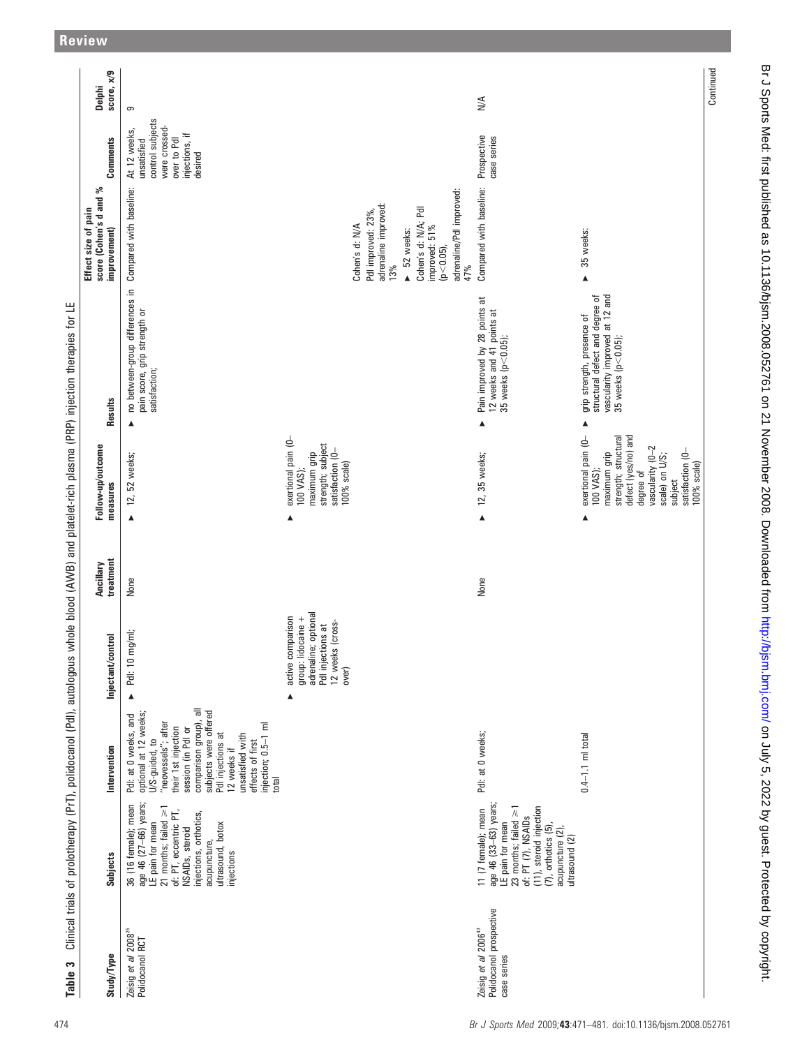**Table 3** Clinical trials of prolotherapy (PrT), polidocanol (PdI), autologous whole blood (AWB) and platelet-rich plasma (PRP) injection therapies for LE

| Study/Type | Subjects | Intervention | Injectant/control | Ancillary treatment | Follow-up/outcome measures | Results | Effect size of pain score (Cohen's d and % improvement) | Comments | Delphi score, x/9 |
|---|---|---|---|---|---|---|---|---|---|
| Zeisig *et al* 2008[35] Polidocanol RCT | 36 (16 female); mean age 46 (27–66) years; LE pain for mean 21 months; failed ≥1 of: PT, eccentric PT, NSAIDs, steroid injections, orthotics, acupuncture, ultrasound, botox injections | PdI: at 0 weeks, and optional at 12 weeks; U/S-guided, to "neovessels"; after their 1st injection session (in PdI or comparison group), all subjects were offered PdI injections at 12 weeks if unsatisfied with effects of first injection; 0.5–1 ml total | ▸ PdI: 10 mg/ml; ▸ active comparison group: lidocaine + adrenaline; optional PdI injections at 12 weeks (cross-over) | None | ▸ 12, 52 weeks; ▸ exertional pain (0–100 VAS); maximum grip strength; subject satisfaction (0–100% scale) | ▸ no between-group differences in pain score, grip strength or satisfaction; | Compared with baseline: Cohen's d: N/A PdI improved: 23%, adrenaline improved: 13% ▸ 52 weeks: Cohen's d: N/A; PdI improved: 51% ($p<0.05$), adrenaline/PdI improved: 47% | At 12 weeks, unsatisfied control subjects were crossed-over to PdI injections, if desired | 9 |
| Zeisig *et al* 2006[43] Polidocanol prospective case series | 11 (7 female); mean age 46 (33–63) years; LE pain for mean 23 months; failed ≥1 of: PT (7), NSAIDs (11), steroid injection (7), orthotics (5), acupuncture (2), ultrasound (2) | PdI: at 0 weeks; 0.4–1.1 ml total | | None | ▸ 12, 35 weeks; ▸ exertional pain (0–100 VAS); maximum grip strength; structural defect (yes/no) and degree of vascularity (0–2 scale) on U/S; subject satisfaction (0–100% scale) | ▸ Pain improved by 28 points at 12 weeks and 41 points at 35 weeks ($p<0.05$); ▸ grip strength, presence of structural defect and degree of vascularity improved at 12 and 35 weeks ($p<0.05$); | Compared with baseline: ▸ 35 weeks: | Prospective case series | N/A |

Continued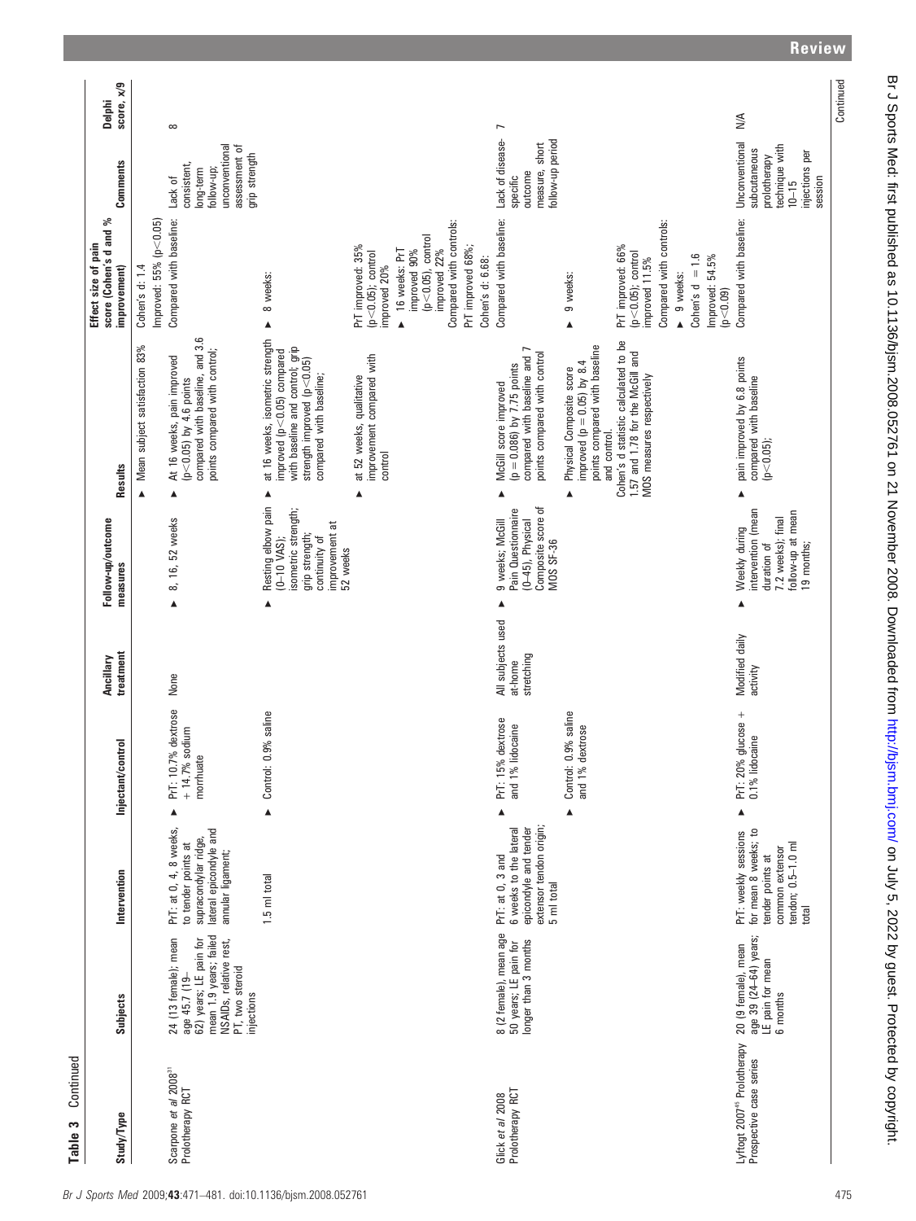**Table 3 Continued**

| Study/Type | Subjects | Intervention | Injectant/control | Ancillary treatment | Follow-up/outcome measures | Results | Effect size of pain score (Cohen's d and % improvement) | Comments | Delphi score, x/9 |
|---|---|---|---|---|---|---|---|---|---|
| | | | | | | ▶ Mean subject satisfaction 83% | Cohen's d: 1.4<br>Improved: 55% ($p<0.05$) | | |
| Scarpone *et al* 2008[31]<br>Prolotherapy RCT | 24 (13 female); mean age 45.7 (19–62) years; LE pain for mean 1.9 years; failed NSAIDs, relative rest, PT, two steroid injections | PrT: at 0, 4, 8 weeks, to tender points at supracondylar ridge, lateral epicondyle and annular ligament;<br><br>1.5 ml total | ▶ PrT: 10.7% dextrose + 14.7% sodium morrhuate<br><br>▶ Control: 0.9% saline | None | ▶ 8, 16, 52 weeks<br><br>▶ Resting elbow pain (0–10 VAS); isometric strength; grip strength; continuity of improvement at 52 weeks | ▶ At 16 weeks, pain improved ($p<0.05$) by 4.6 points compared with baseline, and 3.6 points compared with control;<br><br>▶ at 16 weeks, isometric strength improved ($p<0.05$) compared with baseline and control; grip strength improved ($p<0.05$) compared with baseline;<br><br>▶ at 52 weeks, qualitative improvement compared with control | Compared with baseline:<br>▶ 8 weeks:<br>PrT improved: 35% ($p<0.05$); control improved 20%<br>▶ 16 weeks: PrT improved 90% ($p<0.05$), control improved 22%<br>Compared with controls:<br>PrT improved 68%;<br>Cohen's d: 6.68: | Lack of consistent, long-term follow-up; unconventional assessment of grip strength | 8 |
| Glick *et al* 2008<br>Prolotherapy RCT | 8 (2 female), mean age 50 years; LE pain for longer than 3 months | PrT: at 0, 3 and 6 weeks to the lateral epicondyle and tender extensor tendon origin; 5 ml total | ▶ PrT: 15% dextrose and 1% lidocaine<br><br>▶ Control: 0.9% saline and 1% dextrose | All subjects used at-home stretching | ▶ 9 weeks; McGill Pain Questionnaire (0–45), Physical Composite score of MOS SF-36 | ▶ McGill score improved ($p = 0.086$) by 7.75 points compared with baseline and 7 points compared with control<br><br>▶ Physical Composite score improved ($p = 0.05$) by 8.4 points compared with baseline and control.<br>Cohen's d statistic calculated to be 1.57 and 1.78 for the McGill and MOS measures respectively | Compared with baseline:<br>▶ 9 weeks:<br>PrT improved: 66% ($p<0.05$); control improved 11.5%<br>Compared with controls:<br>▶ 9 weeks:<br>Cohen's d = 1.6<br>Improved: 54.5% ($p<0.09$) | Lack of disease-specific outcome measure, short follow-up period | 7 |
| Lyftogt 2007[45] Prolotherapy<br>Prospective case series | 20 (9 female), mean age 39 (24–64) years; LE pain for mean 6 months | PrT: weekly sessions for mean 8 weeks; to tender points at common extensor tendon; 0.5–1.0 ml total | ▶ PrT: 20% glucose + 0.1% lidocaine | Modified daily activity | ▶ Weekly during intervention (mean duration of 7.2 weeks); final follow-up at mean 19 months; | ▶ pain improved by 6.8 points compared with baseline ($p<0.05$); | Compared with baseline: | Unconventional subcutaneous prolotherapy technique with 10–15 injections per session | N/A |

Continued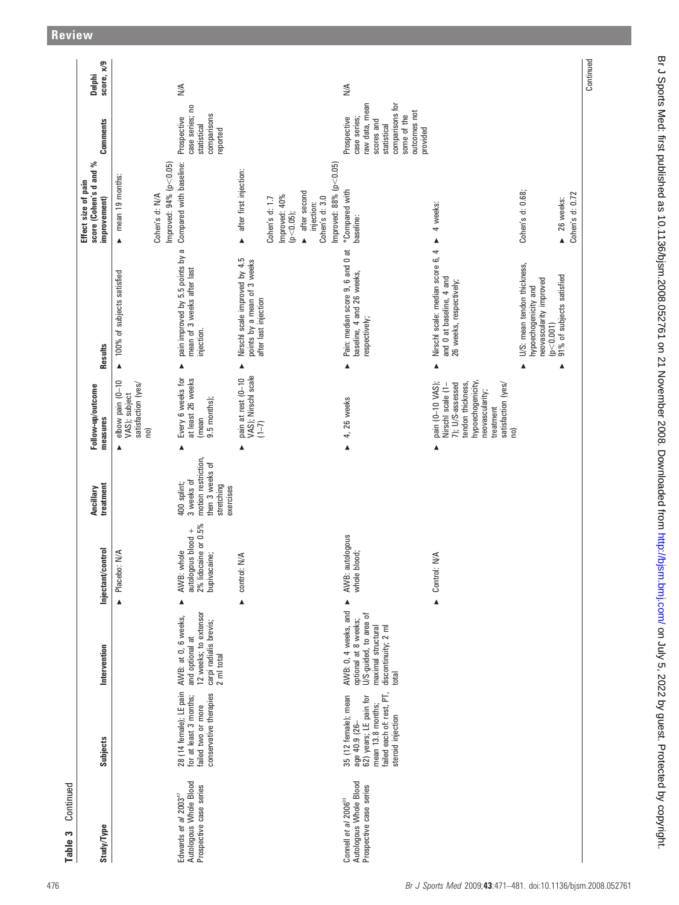**Table 3** Continued

| Study/Type | Subjects | Intervention | Injectant/control | Ancillary treatment | Follow-up/outcome measures | Results | Effect size of pain score (Cohen's d and % improvement) | Comments | Delphi score, x/9 |
|---|---|---|---|---|---|---|---|---|---|
| | | | ▸ Placebo: N/A | | ▸ elbow pain (0–10 VAS); subject satisfaction (yes/no) | ▸ 100% of subjects satisfied | ▸ mean 19 months: Cohen's d: N/A Improved: 94% ($p<0.05$) | | |
| Edwards *et al* 2003[17] Autologous Whole Blood Prospective case series | 28 (14 female); LE pain for at least 3 months; failed two or more conservative therapies | AWB: at 0, 6 weeks, and optional at 12 weeks; to extensor carpi radialis brevis; 2 ml total | ▸ AWB: whole autologous blood + 2% lidocaine or 0.5% bupivacaine; ▸ control: N/A | 400 splint; 3 weeks of motion restriction, then 3 weeks of stretching exercises | ▸ Every 6 weeks for at least 26 weeks (mean 9.5 months); ▸ pain at rest (0–10 VAS); Nirschl scale (1–7) | ▸ pain improved by 5.5 points by a mean of 3 weeks after last injection. ▸ Nirschl scale improved by 4.5 points by a mean of 3 weeks after last injection | Compared with baseline: ▸ after first injection: Cohen's d: 1.7 Improved: 40% ($p<0.05$); ▸ after second injection: Cohen's d: 3.0 Improved: 88% ($p<0.05$) | Prospective case series; no statistical comparisons reported | N/A |
| Connell *et al* 2006[33] Autologous Whole Blood Prospective case series | 35 (12 female); mean age 40.9 (26–62) years; LE pain for mean 13.8 months; failed each of: rest, PT, steroid injection | AWB: 0, 4 weeks, and optional at 8 weeks; U/S-guided, to area of maximal structural discontinuity; 2 ml total | ▸ AWB: autologous whole blood; ▸ Control: N/A | | ▸ 4, 26 weeks ▸ pain (0–10 VAS); Nirschl scale (1–7); U/S-assessed tendon thickness, hypoechogenicity, neovascularity; treatment satisfaction (yes/no) | ▸ Pain: median score 9, 6 and 0 at baseline, 4 and 26 weeks, respectively; ▸ Nirschl scale: median score 6, 4 and 0 at baseline, 4 and 26 weeks, respectively; ▸ U/S: mean tendon thickness, hypoechogenicity and neovascularity improved ($p<0.001$) ▸ 91% of subjects satisfied | \*Compared with baseline: ▸ 4 weeks: Cohen's d: 0.68; ▸ 26 weeks: Cohen's d: 0.72 | Prospective case series; raw data, mean scores and statistical comparisons for some of the outcomes not provided | N/A |

Continued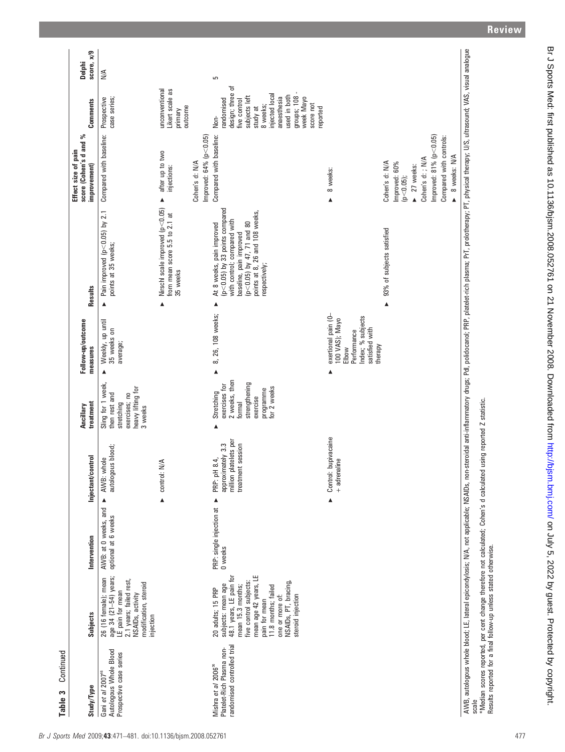**Table 3** Continued

| Study/Type | Subjects | Intervention | Injectant/control | Ancillary treatment | Follow-up/outcome measures | Results | Effect size of pain score (Cohen's d and % improvement) | Comments | Delphi score, x/9 |
|---|---|---|---|---|---|---|---|---|---|
| Gani *et al* 2007[46] Autologous Whole Blood Prospective case series | 26 (16 female); mean age 34 (21–54) years; LE pain for mean 2.1 years; failed rest, NSAIDs, activity modification, steroid injection | AWB: at 0 weeks, and optional at 6 weeks | ▲ AWB: whole autologous blood; ▲ control: N/A | Sling for 1 week, then rest and stretching exercises; no heavy lifting for 3 weeks | ▲ Weekly, up until 35 weeks on average; | ▲ Pain improved ($p<0.05$) by 2.1 points at 35 weeks; ▲ Nirschl scale improved ($p<0.05$) from mean score 5.5 to 2.1 at 35 weeks | Compared with baseline: ▲ after up to two injections: Cohen's d: N/A Improved: 64% ($p<0.05$) | Prospective case series; unconventional Likert scale as primary outcome | N/A |
| Mishra *et al* 2006[36] Platelet-Rich Plasma non-randomised controlled trial | 20 adults; 15 PRP subjects: mean age 48.1 years, LE pain for mean 15.3 months; five control subjects: mean age 42 years, LE pain for mean 11.8 months; failed one or more of: NSAIDs, PT, bracing, steroid injection | PRP: single injection at 0 weeks | ▲ PRP: pH 8.4, approximately 3.3 million platelets per treatment session; ▲ Control: bupivacaine + adrenaline | ▲ Stretching exercises for 2 weeks, then formal strengthening exercise programme for 2 weeks | ▲ 8, 26, 108 weeks; ▲ exertional pain (0–100 VAS); Mayo Elbow Performance Index; % subjects satisfied with therapy | ▲ At 8 weeks, pain improved ($p<0.05$) by 33 points compared with control; compared with baseline, pain improved ($p<0.05$) by 47, 71 and 80 points at 8, 26 and 108 weeks, respectively; ▲ 93% of subjects satisfied | Compared with baseline: ▲ 8 weeks: Cohen's d: N/A Improved: 60% ($p<0.05$); ▲ 27 weeks: Cohen's d: ; N/A Improved: 81% ($p<0.05$) Compared with controls: ▲ 8 weeks: N/A | Non-randomised design; three of five control subjects left study at 8 weeks; injected local anaesthesia used in both groups; 108-week Mayo score not reported | 5 |

AWB, autologous whole blood; LE, lateral epicondylosis; N/A, not applicable; NSAIDs, non-steroidal anti-inflammatory drugs; Pd, polidocanol; PRP, platelet-rich plasma; PrT, prolotherapy; PT, physical therapy; U/S, ultrasound; VAS, visual analogue scale

*Median scores reported, per cent change therefore not calculated; Cohen's d calculated using reported Z statistic.

Results reported for a final follow-up unless stated otherwise.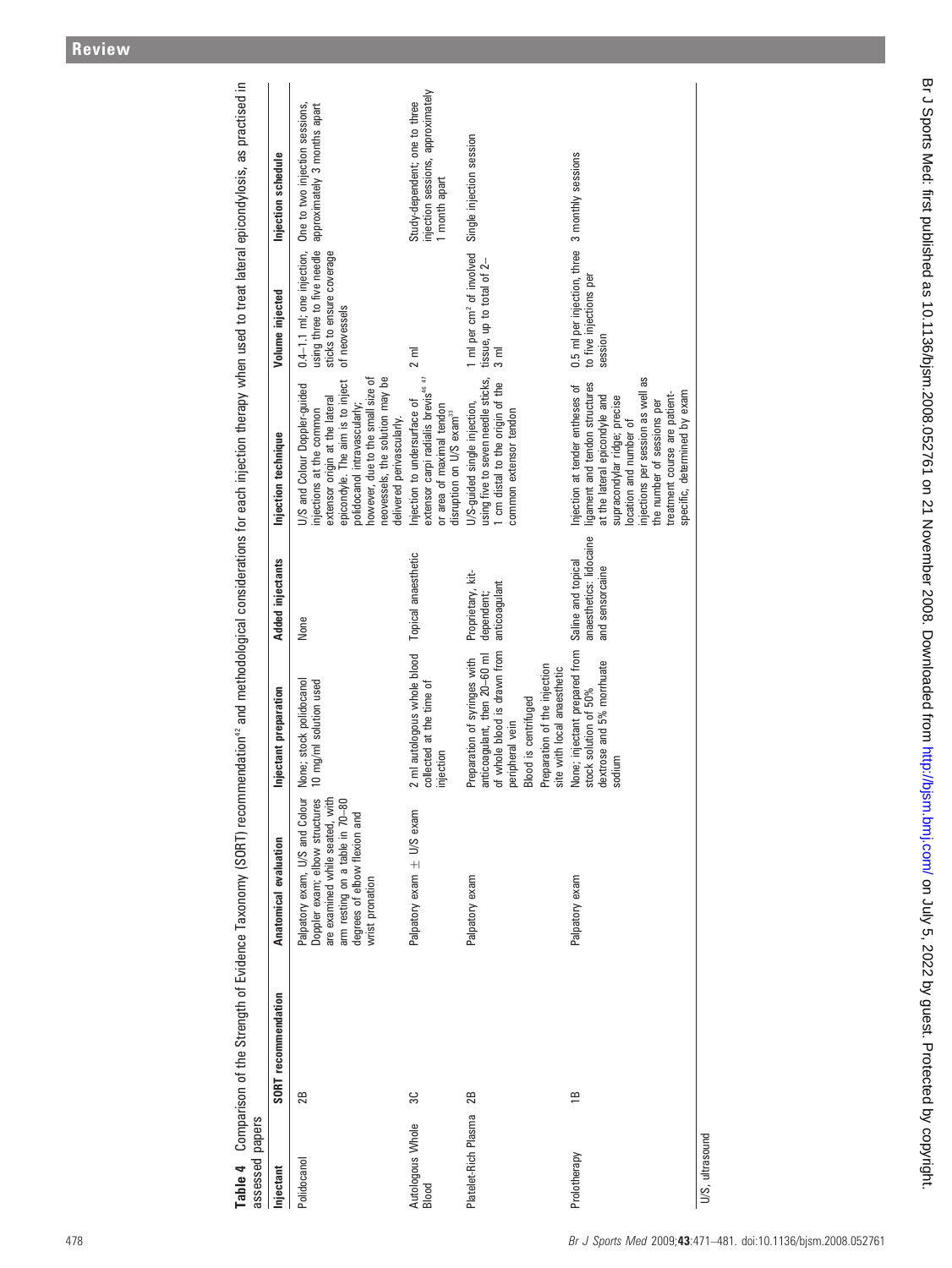**Table 4** Comparison of the Strength of Evidence Taxonomy (SORT) recommendation[42] and methodological considerations for each injection therapy when used to treat lateral epicondylosis, as practised in assessed papers

| Injectant | SORT recommendation | Anatomical evaluation | Injectant preparation | Added injectants | Injection technique | Volume injected | Injection schedule |
|---|---|---|---|---|---|---|---|
| Polidocanol | 2B | Palpatory exam, U/S and Colour Doppler exam; elbow structures are examined while seated, with arm resting on a table in 70–80 degrees of elbow flexion and wrist pronation | None; stock polidocanol 10 mg/ml solution used | None | U/S and Colour Doppler-guided injections at the common extensor origin at the lateral epicondyle. The aim is to inject polidocanol intravascularly; however, due to the small size of neovessels, the solution may be delivered perivascularly. | 0.4–1.1 ml; one injection, using three to five needle sticks to ensure coverage of neovessels | One to two injection sessions, approximately 3 months apart |
| Autologous Whole Blood | 3C | Palpatory exam ± U/S exam | 2 ml autologous whole blood collected at the time of injection | Topical anaesthetic | Injection to undersurface of extensor carpi radialis brevis[46 47] or area of maximal tendon disruption on U/S exam[33] | 2 ml | Study-dependent; one to three injection sessions, approximately 1 month apart |
| Platelet-Rich Plasma | 2B | Palpatory exam | Preparation of syringes with anticoagulant, then 20–60 ml of whole blood is drawn from peripheral vein<br>Blood is centrifuged<br>Preparation of the injection site with local anaesthetic | Proprietary, kit-dependent; anticoagulant | U/S-guided single injection, using five to seven needle sticks, 1 cm distal to the origin of the common extensor tendon | 1 ml per cm² of involved tissue, up to total of 2–3 ml | Single injection session |
| Prolotherapy | 1B | Palpatory exam | None; injectant prepared from stock solution of 50% dextrose and 5% morrhuate sodium | Saline and topical anaesthetics: lidocaine and sensorcaine | Injection at tender entheses of ligament and tendon structures at the lateral epicondyle and supracondylar ridge; precise location and number of injections per session as well as the number of sessions per treatment course are patient-specific, determined by exam | 0.5 ml per injection, three to five injections per session | 3 monthly sessions |

U/S, ultrasound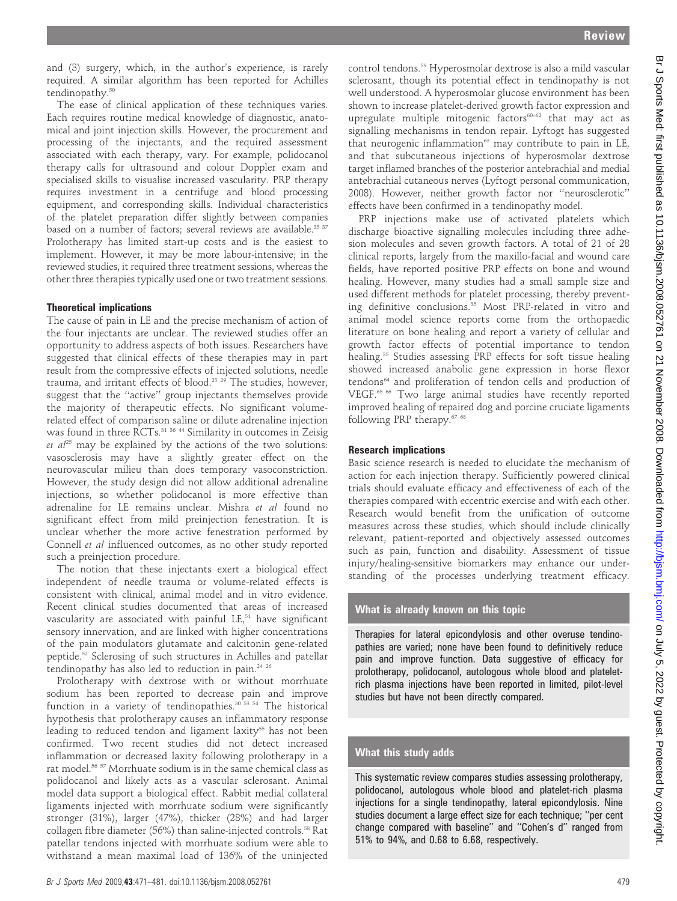and (3) surgery, which, in the author's experience, is rarely required. A similar algorithm has been reported for Achilles tendinopathy.[50]

The ease of clinical application of these techniques varies. Each requires routine medical knowledge of diagnostic, anatomical and joint injection skills. However, the procurement and processing of the injectants, and the required assessment associated with each therapy, vary. For example, polidocanol therapy calls for ultrasound and colour Doppler exam and specialised skills to visualise increased vascularity. PRP therapy requires investment in a centrifuge and blood processing equipment, and corresponding skills. Individual characteristics of the platelet preparation differ slightly between companies based on a number of factors; several reviews are available.[35 37] Prolotherapy has limited start-up costs and is the easiest to implement. However, it may be more labour-intensive; in the reviewed studies, it required three treatment sessions, whereas the other three therapies typically used one or two treatment sessions.

### Theoretical implications

The cause of pain in LE and the precise mechanism of action of the four injectants are unclear. The reviewed studies offer an opportunity to address aspects of both issues. Researchers have suggested that clinical effects of these therapies may in part result from the compressive effects of injected solutions, needle trauma, and irritant effects of blood.[25 29] The studies, however, suggest that the "active" group injectants themselves provide the majority of therapeutic effects. No significant volume-related effect of comparison saline or dilute adrenaline injection was found in three RCTs.[31 36 44] Similarity in outcomes in Zeisig *et al*[25] may be explained by the actions of the two solutions: vasosclerosis may have a slightly greater effect on the neurovascular milieu than does temporary vasoconstriction. However, the study design did not allow additional adrenaline injections, so whether polidocanol is more effective than adrenaline for LE remains unclear. Mishra *et al* found no significant effect from mild preinjection fenestration. It is unclear whether the more active fenestration performed by Connell *et al* influenced outcomes, as no other study reported such a preinjection procedure.

The notion that these injectants exert a biological effect independent of needle trauma or volume-related effects is consistent with clinical, animal model and in vitro evidence. Recent clinical studies documented that areas of increased vascularity are associated with painful LE,[51] have significant sensory innervation, and are linked with higher concentrations of the pain modulators glutamate and calcitonin gene-related peptide.[52] Sclerosing of such structures in Achilles and patellar tendinopathy has also led to reduction in pain.[24 26]

Prolotherapy with dextrose with or without morrhuate sodium has been reported to decrease pain and improve function in a variety of tendinopathies.[30 53 54] The historical hypothesis that prolotherapy causes an inflammatory response leading to reduced tendon and ligament laxity[55] has not been confirmed. Two recent studies did not detect increased inflammation or decreased laxity following prolotherapy in a rat model.[56 57] Morrhuate sodium is in the same chemical class as polidocanol and likely acts as a vascular sclerosant. Animal model data support a biological effect. Rabbit medial collateral ligaments injected with morrhuate sodium were significantly stronger (31%), larger (47%), thicker (28%) and had larger collagen fibre diameter (56%) than saline-injected controls.[58] Rat patellar tendons injected with morrhuate sodium were able to withstand a mean maximal load of 136% of the uninjected control tendons.[59] Hyperosmolar dextrose is also a mild vascular sclerosant, though its potential effect in tendinopathy is not well understood. A hyperosmolar glucose environment has been shown to increase platelet-derived growth factor expression and upregulate multiple mitogenic factors[60–62] that may act as signalling mechanisms in tendon repair. Lyftogt has suggested that neurogenic inflammation[63] may contribute to pain in LE, and that subcutaneous injections of hyperosmolar dextrose target inflamed branches of the posterior antebrachial and medial antebrachial cutaneous nerves (Lyftogt personal communication, 2008). However, neither growth factor nor "neurosclerotic" effects have been confirmed in a tendinopathy model.

PRP injections make use of activated platelets which discharge bioactive signalling molecules including three adhesion molecules and seven growth factors. A total of 21 of 28 clinical reports, largely from the maxillo-facial and wound care fields, have reported positive PRP effects on bone and wound healing. However, many studies had a small sample size and used different methods for platelet processing, thereby preventing definitive conclusions.[35] Most PRP-related in vitro and animal model science reports come from the orthopaedic literature on bone healing and report a variety of cellular and growth factor effects of potential importance to tendon healing.[35] Studies assessing PRP effects for soft tissue healing showed increased anabolic gene expression in horse flexor tendons[64] and proliferation of tendon cells and production of VEGF.[65 66] Two large animal studies have recently reported improved healing of repaired dog and porcine cruciate ligaments following PRP therapy.[67 68]

### Research implications

Basic science research is needed to elucidate the mechanism of action for each injection therapy. Sufficiently powered clinical trials should evaluate efficacy and effectiveness of each of the therapies compared with eccentric exercise and with each other. Research would benefit from the unification of outcome measures across these studies, which should include clinically relevant, patient-reported and objectively assessed outcomes such as pain, function and disability. Assessment of tissue injury/healing-sensitive biomarkers may enhance our understanding of the processes underlying treatment efficacy.

#### What is already known on this topic

Therapies for lateral epicondylosis and other overuse tendinopathies are varied; none have been found to definitively reduce pain and improve function. Data suggestive of efficacy for prolotherapy, polidocanol, autologous whole blood and platelet-rich plasma injections have been reported in limited, pilot-level studies but have not been directly compared.

#### What this study adds

This systematic review compares studies assessing prolotherapy, polidocanol, autologous whole blood and platelet-rich plasma injections for a single tendinopathy, lateral epicondylosis. Nine studies document a large effect size for each technique; "per cent change compared with baseline" and "Cohen's d" ranged from 51% to 94%, and 0.68 to 6.68, respectively.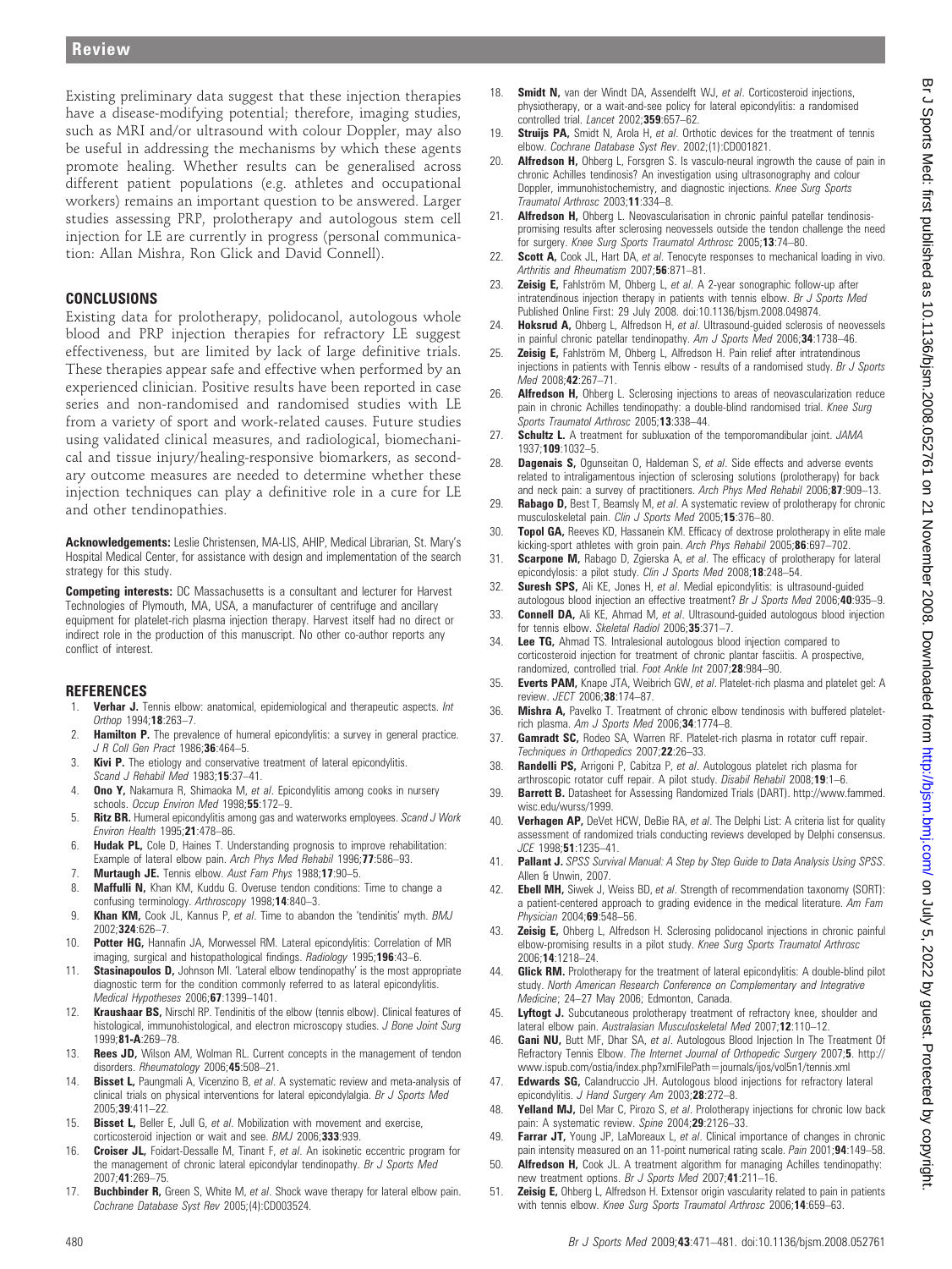Existing preliminary data suggest that these injection therapies have a disease-modifying potential; therefore, imaging studies, such as MRI and/or ultrasound with colour Doppler, may also be useful in addressing the mechanisms by which these agents promote healing. Whether results can be generalised across different patient populations (e.g. athletes and occupational workers) remains an important question to be answered. Larger studies assessing PRP, prolotherapy and autologous stem cell injection for LE are currently in progress (personal communication: Allan Mishra, Ron Glick and David Connell).

## CONCLUSIONS

Existing data for prolotherapy, polidocanol, autologous whole blood and PRP injection therapies for refractory LE suggest effectiveness, but are limited by lack of large definitive trials. These therapies appear safe and effective when performed by an experienced clinician. Positive results have been reported in case series and non-randomised and randomised studies with LE from a variety of sport and work-related causes. Future studies using validated clinical measures, and radiological, biomechanical and tissue injury/healing-responsive biomarkers, as secondary outcome measures are needed to determine whether these injection techniques can play a definitive role in a cure for LE and other tendinopathies.

**Acknowledgements:** Leslie Christensen, MA-LIS, AHIP, Medical Librarian, St. Mary's Hospital Medical Center, for assistance with design and implementation of the search strategy for this study.

**Competing interests:** DC Massachusetts is a consultant and lecturer for Harvest Technologies of Plymouth, MA, USA, a manufacturer of centrifuge and ancillary equipment for platelet-rich plasma injection therapy. Harvest itself had no direct or indirect role in the production of this manuscript. No other co-author reports any conflict of interest.

## REFERENCES

1. **Verhar J.** Tennis elbow: anatomical, epidemiological and therapeutic aspects. *Int Orthop* 1994;**18**:263–7.
2. **Hamilton P.** The prevalence of humeral epicondylitis: a survey in general practice. *J R Coll Gen Pract* 1986;**36**:464–5.
3. **Kivi P.** The etiology and conservative treatment of lateral epicondylitis. *Scand J Rehabil Med* 1983;**15**:37–41.
4. **Ono Y,** Nakamura R, Shimaoka M, *et al*. Epicondylitis among cooks in nursery schools. *Occup Environ Med* 1998;**55**:172–9.
5. **Ritz BR.** Humeral epicondylitis among gas and waterworks employees. *Scand J Work Environ Health* 1995;**21**:478–86.
6. **Hudak PL,** Cole D, Haines T. Understanding prognosis to improve rehabilitation: Example of lateral elbow pain. *Arch Phys Med Rehabil* 1996;**77**:586–93.
7. **Murtaugh JE.** Tennis elbow. *Aust Fam Phys* 1988;**17**:90–5.
8. **Maffulli N,** Khan KM, Kuddu G. Overuse tendon conditions: Time to change a confusing terminology. *Arthroscopy* 1998;**14**:840–3.
9. **Khan KM,** Cook JL, Kannus P, *et al*. Time to abandon the 'tendinitis' myth. *BMJ* 2002;**324**:626–7.
10. **Potter HG,** Hannafin JA, Morwessel RM. Lateral epicondylitis: Correlation of MR imaging, surgical and histopathological findings. *Radiology* 1995;**196**:43–6.
11. **Stasinopoulos D,** Johnson MI. 'Lateral elbow tendinopathy' is the most appropriate diagnostic term for the condition commonly referred to as lateral epicondylitis. *Medical Hypotheses* 2006;**67**:1399–1401.
12. **Kraushaar BS,** Nirschl RP. Tendinitis of the elbow (tennis elbow). Clinical features of histological, immunohistological, and electron microscopy studies. *J Bone Joint Surg* 1999;**81-A**:269–78.
13. **Rees JD,** Wilson AM, Wolman RL. Current concepts in the management of tendon disorders. *Rheumatology* 2006;**45**:508–21.
14. **Bisset L,** Paungmali A, Vicenzino B, *et al*. A systematic review and meta-analysis of clinical trials on physical interventions for lateral epicondylalgia. *Br J Sports Med* 2005;**39**:411–22.
15. **Bisset L,** Beller E, Jull G, *et al*. Mobilization with movement and exercise, corticosteroid injection or wait and see. *BMJ* 2006;**333**:939.
16. **Croiser JL,** Foidart-Dessalle M, Tinant F, *et al*. An isokinetic eccentric program for the management of chronic lateral epicondylar tendinopathy. *Br J Sports Med* 2007;**41**:269–75.
17. **Buchbinder R,** Green S, White M, *et al*. Shock wave therapy for lateral elbow pain. *Cochrane Database Syst Rev* 2005;(4):CD003524.
18. **Smidt N,** van der Windt DA, Assendelft WJ, *et al*. Corticosteroid injections, physiotherapy, or a wait-and-see policy for lateral epicondylitis: a randomised controlled trial. *Lancet* 2002;**359**:657–62.
19. **Struijs PA,** Smidt N, Arola H, *et al*. Orthotic devices for the treatment of tennis elbow. *Cochrane Database Syst Rev*. 2002;(1):CD001821.
20. **Alfredson H,** Ohberg L, Forsgren S. Is vasculo-neural ingrowth the cause of pain in chronic Achilles tendinosis? An investigation using ultrasonography and colour Doppler, immunohistochemistry, and diagnostic injections. *Knee Surg Sports Traumatol Arthrosc* 2003;**11**:334–8.
21. **Alfredson H,** Ohberg L. Neovascularisation in chronic painful patellar tendinosis-promising results after sclerosing neovessels outside the tendon challenge the need for surgery. *Knee Surg Sports Traumatol Arthrosc* 2005;**13**:74–80.
22. **Scott A,** Cook JL, Hart DA, *et al*. Tenocyte responses to mechanical loading in vivo. *Arthritis and Rheumatism* 2007;**56**:871–81.
23. **Zeisig E,** Fahlström M, Ohberg L, *et al*. A 2-year sonographic follow-up after intratendinous injection therapy in patients with tennis elbow. *Br J Sports Med* Published Online First: 29 July 2008. doi:10.1136/bjsm.2008.049874.
24. **Hoksrud A,** Ohberg L, Alfredson H, *et al*. Ultrasound-guided sclerosis of neovessels in painful chronic patellar tendinopathy. *Am J Sports Med* 2006;**34**:1738–46.
25. **Zeisig E,** Fahlström M, Ohberg L, Alfredson H. Pain relief after intratendinous injections in patients with Tennis elbow - results of a randomised study. *Br J Sports Med* 2008;**42**:267–71.
26. **Alfredson H,** Ohberg L. Sclerosing injections to areas of neovascularization reduce pain in chronic Achilles tendinopathy: a double-blind randomised trial. *Knee Surg Sports Traumatol Arthrosc* 2005;**13**:338–44.
27. **Schultz L.** A treatment for subluxation of the temporomandibular joint. *JAMA* 1937;**109**:1032–5.
28. **Dagenais S,** Ogunseitan O, Haldeman S, *et al*. Side effects and adverse events related to intraligamentous injection of sclerosing solutions (prolotherapy) for back and neck pain: a survey of practitioners. *Arch Phys Med Rehabil* 2006;**87**:909–13.
29. **Rabago D,** Best T, Beamsly M, *et al*. A systematic review of prolotherapy for chronic musculoskeletal pain. *Clin J Sports Med* 2005;**15**:376–80.
30. **Topol GA,** Reeves KD, Hassanein KM. Efficacy of dextrose prolotherapy in elite male kicking-sport athletes with groin pain. *Arch Phys Rehabil* 2005;**86**:697–702.
31. **Scarpone M,** Rabago D, Zgierska A, *et al*. The efficacy of prolotherapy for lateral epicondylosis: a pilot study. *Clin J Sports Med* 2008;**18**:248–54.
32. **Suresh SPS,** Ali KE, Jones H, *et al*. Medial epicondylitis: is ultrasound-guided autologous blood injection an effective treatment? *Br J Sports Med* 2006;**40**:935–9.
33. **Connell DA,** Ali KE, Ahmad M, *et al*. Ultrasound-guided autologous blood injection for tennis elbow. *Skeletal Radiol* 2006;**35**:371–7.
34. **Lee TG,** Ahmad TS. Intralesional autologous blood injection compared to corticosteroid injection for treatment of chronic plantar fasciitis. A prospective, randomized, controlled trial. *Foot Ankle Int* 2007;**28**:984–90.
35. **Everts PAM,** Knape JTA, Weibrich GW, *et al*. Platelet-rich plasma and platelet gel: A review. *JECT* 2006;**38**:174–87.
36. **Mishra A,** Pavelko T. Treatment of chronic elbow tendinosis with buffered platelet-rich plasma. *Am J Sports Med* 2006;**34**:1774–8.
37. **Gamradt SC,** Rodeo SA, Warren RF. Platelet-rich plasma in rotator cuff repair. *Techniques in Orthopedics* 2007;**22**:26–33.
38. **Randelli PS,** Arrigoni P, Cabitza P, *et al*. Autologous platelet rich plasma for arthroscopic rotator cuff repair. A pilot study. *Disabil Rehabil* 2008;**19**:1–6.
39. **Barrett B.** Datasheet for Assessing Randomized Trials (DART). http://www.fammed.wisc.edu/wurss/1999.
40. **Verhagen AP,** DeVet HCW, DeBie RA, *et al*. The Delphi List: A criteria list for quality assessment of randomized trials conducting reviews developed by Delphi consensus. *JCE* 1998;**51**:1235–41.
41. **Pallant J.** *SPSS Survival Manual: A Step by Step Guide to Data Analysis Using SPSS*. Allen & Unwin, 2007.
42. **Ebell MH,** Siwek J, Weiss BD, *et al*. Strength of recommendation taxonomy (SORT): a patient-centered approach to grading evidence in the medical literature. *Am Fam Physician* 2004;**69**:548–56.
43. **Zeisig E,** Ohberg L, Alfredson H. Sclerosing polidocanol injections in chronic painful elbow-promising results in a pilot study. *Knee Surg Sports Traumatol Arthrosc* 2006;**14**:1218–24.
44. **Glick RM.** Prolotherapy for the treatment of lateral epicondylitis: A double-blind pilot study. *North American Research Conference on Complementary and Integrative Medicine*; 24–27 May 2006; Edmonton, Canada.
45. **Lyftogt J.** Subcutaneous prolotherapy treatment of refractory knee, shoulder and lateral elbow pain. *Australasian Musculoskeletal Med* 2007;**12**:110–12.
46. **Gani NU,** Butt MF, Dhar SA, *et al*. Autologous Blood Injection In The Treatment Of Refractory Tennis Elbow. *The Internet Journal of Orthopedic Surgery* 2007;**5**. http://www.ispub.com/ostia/index.php?xmlFilePath=journals/ijos/vol5n1/tennis.xml
47. **Edwards SG,** Calandruccio JH. Autologous blood injections for refractory lateral epicondylitis. *J Hand Surgery Am* 2003;**28**:272–8.
48. **Yelland MJ,** Del Mar C, Pirozo S, *et al*. Prolotherapy injections for chronic low back pain: A systematic review. *Spine* 2004;**29**:2126–33.
49. **Farrar JT,** Young JP, LaMoreaux L, *et al*. Clinical importance of changes in chronic pain intensity measured on an 11-point numerical rating scale. *Pain* 2001;**94**:149–58.
50. **Alfredson H,** Cook JL. A treatment algorithm for managing Achilles tendinopathy: new treatment options. *Br J Sports Med* 2007;**41**:211–16.
51. **Zeisig E,** Ohberg L, Alfredson H. Extensor origin vascularity related to pain in patients with tennis elbow. *Knee Surg Sports Traumatol Arthrosc* 2006;**14**:659–63.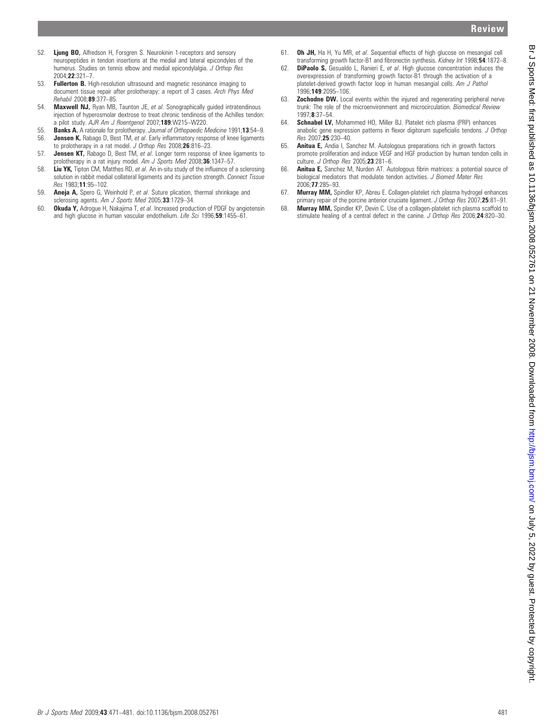52. **Ljung BO,** Alfredson H, Forsgren S. Neurokinin 1-receptors and sensory neuropeptides in tendon insertions at the medial and lateral epicondyles of the humerus. Studies on tennis elbow and medial epicondylalgia. *J Orthop Res* 2004;**22**:321–7.
53. **Fullerton B.** High-resolution ultrasound and magnetic resonance imaging to document tissue repair after prolotherapy: a report of 3 cases. *Arch Phys Med Rehabil* 2008;**89**:377–85.
54. **Maxwell NJ,** Ryan MB, Taunton JE, *et al*. Sonographically guided intratendinous injection of hyperosmolar dextrose to treat chronic tendinosis of the Achilles tendon: a pilot study. *AJR Am J Roentgenol* 2007;**189**:W215–W220.
55. **Banks A.** A rationale for prolotherapy. *Journal of Orthopaedic Medicine* 1991;**13**:54–9.
56. **Jensen K,** Rabago D, Best TM, *et al*. Early inflammatory response of knee ligaments to prolotherapy in a rat model. *J Orthop Res* 2008;**26**:816–23.
57. **Jensen KT,** Rabago D, Best TM, *et al*. Longer term response of knee ligaments to prolotherapy in a rat injury model. *Am J Sports Med* 2008;**36**:1347–57.
58. **Liu YK,** Tipton CM, Matthes RD, *et al*. An in-situ study of the influence of a sclerosing solution in rabbit medial collateral ligaments and its junction strength. *Connect Tissue Res* 1983;**11**:95–102.
59. **Aneja A,** Spero G, Weinhold P, *et al*. Suture plication, thermal shrinkage and sclerosing agents. *Am J Sports Med* 2005;**33**:1729–34.
60. **Okuda Y,** Adrogue H, Nakajima T, *et al*. Increased production of PDGF by angiotensin and high glucose in human vascular endothelium. *Life Sci* 1996;**59**:1455–61.
61. **Oh JH,** Ha H, Yu MR, *et al*. Sequential effects of high glucose on mesangial cell transforming growth factor-B1 and fibronectin synthesis. *Kidney Int* 1998;**54**:1872–8.
62. **DiPaolo S,** Gesualdo L, Ranieri E, *et al*. High glucose concentration induces the overexpression of transforming growth factor-B1 through the activation of a platelet-derived growth factor loop in human mesangial cells. *Am J Pathol* 1996;**149**:2095–106.
63. **Zochodne DW.** Local events within the injured and regenerating peripheral nerve trunk: The role of the microenvironment and microcirculation. *Biomedical Review* 1997;**8**:37–54.
64. **Schnabel LV,** Mohammed HO, Miller BJ. Platelet rich plasma (PRP) enhances anabolic gene expression patterns in flexor digitorum supeficialis tendons. *J Orthop Res* 2007;**25**:230–40.
65. **Anitua E,** Andia I, Sanchez M. Autologous preparations rich in growth factors promote proliferation and induce VEGF and HGF production by human tendon cells in culture. *J Orthop Res* 2005;**23**:281–6.
66. **Anitua E,** Sanchez M, Nurden AT. Autologous fibrin matrices: a potential source of biological mediators that modulate tendon activities. *J Biomed Mater Res* 2006;**77**:285–93.
67. **Murray MM,** Spindler KP, Abreu E. Collagen-platelet rich plasma hydrogel enhances primary repair of the porcine anterior cruciate ligament. *J Orthop Res* 2007;**25**:81–91.
68. **Murray MM,** Spindler KP, Devin C. Use of a collagen-platelet rich plasma scaffold to stimulate healing of a central defect in the canine. *J Orthop Res* 2006;**24**:820–30.